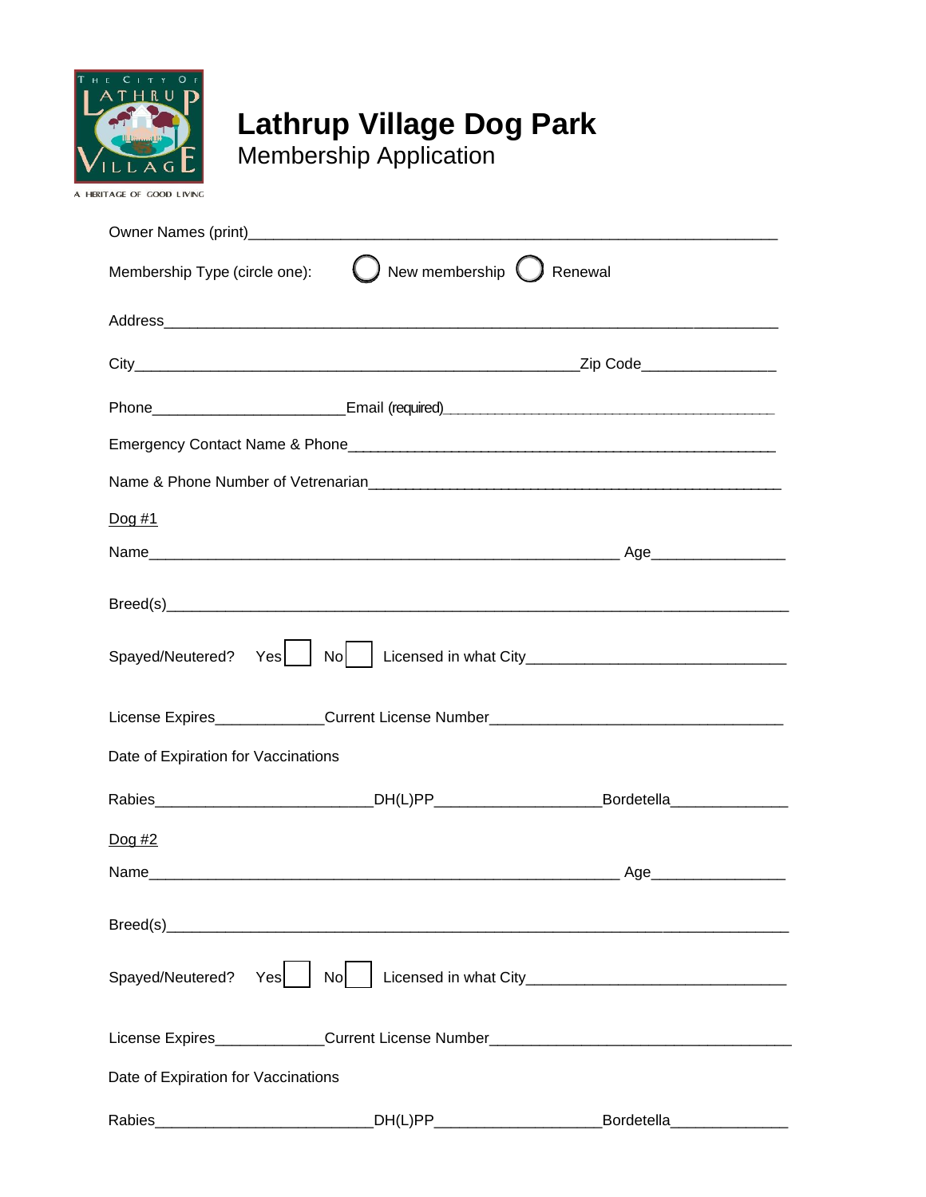THE CITY OF LATHRUP VILLAGE

A HERITAGE OF GOOD LIVING

# Lathrup Village Dog Park

## Membership Application

Owner Names (print)_______________________________________________________________

Membership Type (circle one): ◯ New membership ◯ Renewal

Address__________________________________________________________________________

City__________________________________________________Zip Code_______________

Phone______________________Email (required)_________________________________________

Emergency Contact Name & Phone__________________________________________________

Name & Phone Number of Vetrenarian_______________________________________________

Dog #1

Name_____________________________________________________ Age_______________

Breed(s)__________________________________________________________________________

Spayed/Neutered? Yes ☐ No ☐ Licensed in what City______________________________

License Expires____________Current License Number_________________________________

Date of Expiration for Vaccinations

Rabies________________________DH(L)PP__________________Bordetella_____________

Dog #2

Name_____________________________________________________ Age_______________

Breed(s)__________________________________________________________________________

Spayed/Neutered? Yes ☐ No ☐ Licensed in what City______________________________

License Expires____________Current License Number__________________________________

Date of Expiration for Vaccinations

Rabies________________________DH(L)PP__________________Bordetella_____________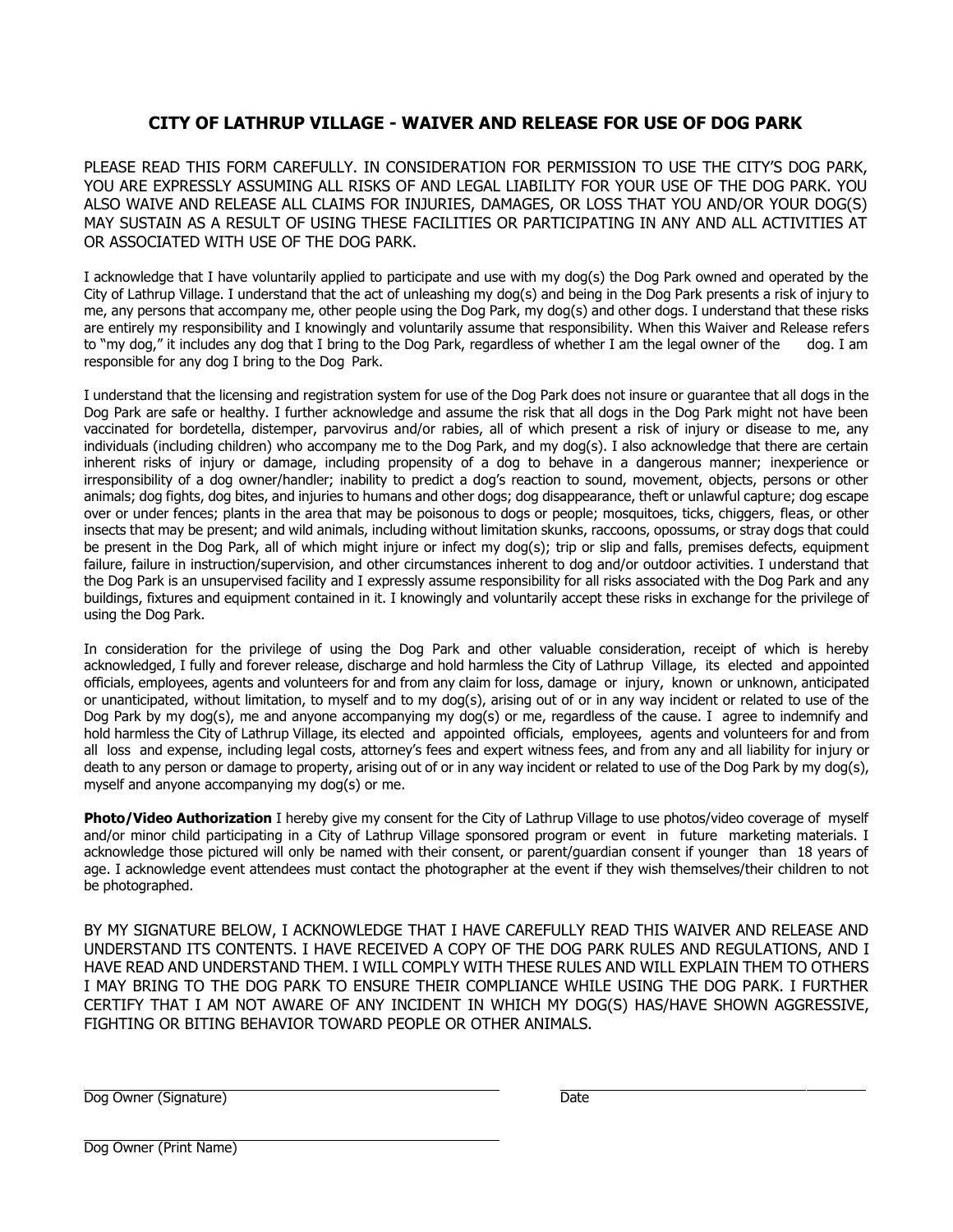## CITY OF LATHRUP VILLAGE - WAIVER AND RELEASE FOR USE OF DOG PARK

PLEASE READ THIS FORM CAREFULLY. IN CONSIDERATION FOR PERMISSION TO USE THE CITY'S DOG PARK, YOU ARE EXPRESSLY ASSUMING ALL RISKS OF AND LEGAL LIABILITY FOR YOUR USE OF THE DOG PARK. YOU ALSO WAIVE AND RELEASE ALL CLAIMS FOR INJURIES, DAMAGES, OR LOSS THAT YOU AND/OR YOUR DOG(S) MAY SUSTAIN AS A RESULT OF USING THESE FACILITIES OR PARTICIPATING IN ANY AND ALL ACTIVITIES AT OR ASSOCIATED WITH USE OF THE DOG PARK.

I acknowledge that I have voluntarily applied to participate and use with my dog(s) the Dog Park owned and operated by the City of Lathrup Village. I understand that the act of unleashing my dog(s) and being in the Dog Park presents a risk of injury to me, any persons that accompany me, other people using the Dog Park, my dog(s) and other dogs. I understand that these risks are entirely my responsibility and I knowingly and voluntarily assume that responsibility. When this Waiver and Release refers to "my dog," it includes any dog that I bring to the Dog Park, regardless of whether I am the legal owner of the dog. I am responsible for any dog I bring to the Dog Park.

I understand that the licensing and registration system for use of the Dog Park does not insure or guarantee that all dogs in the Dog Park are safe or healthy. I further acknowledge and assume the risk that all dogs in the Dog Park might not have been vaccinated for bordetella, distemper, parvovirus and/or rabies, all of which present a risk of injury or disease to me, any individuals (including children) who accompany me to the Dog Park, and my dog(s). I also acknowledge that there are certain inherent risks of injury or damage, including propensity of a dog to behave in a dangerous manner; inexperience or irresponsibility of a dog owner/handler; inability to predict a dog's reaction to sound, movement, objects, persons or other animals; dog fights, dog bites, and injuries to humans and other dogs; dog disappearance, theft or unlawful capture; dog escape over or under fences; plants in the area that may be poisonous to dogs or people; mosquitoes, ticks, chiggers, fleas, or other insects that may be present; and wild animals, including without limitation skunks, raccoons, opossums, or stray dogs that could be present in the Dog Park, all of which might injure or infect my dog(s); trip or slip and falls, premises defects, equipment failure, failure in instruction/supervision, and other circumstances inherent to dog and/or outdoor activities. I understand that the Dog Park is an unsupervised facility and I expressly assume responsibility for all risks associated with the Dog Park and any buildings, fixtures and equipment contained in it. I knowingly and voluntarily accept these risks in exchange for the privilege of using the Dog Park.

In consideration for the privilege of using the Dog Park and other valuable consideration, receipt of which is hereby acknowledged, I fully and forever release, discharge and hold harmless the City of Lathrup Village, its elected and appointed officials, employees, agents and volunteers for and from any claim for loss, damage or injury, known or unknown, anticipated or unanticipated, without limitation, to myself and to my dog(s), arising out of or in any way incident or related to use of the Dog Park by my dog(s), me and anyone accompanying my dog(s) or me, regardless of the cause. I agree to indemnify and hold harmless the City of Lathrup Village, its elected and appointed officials, employees, agents and volunteers for and from all loss and expense, including legal costs, attorney's fees and expert witness fees, and from any and all liability for injury or death to any person or damage to property, arising out of or in any way incident or related to use of the Dog Park by my dog(s), myself and anyone accompanying my dog(s) or me.

**Photo/Video Authorization** I hereby give my consent for the City of Lathrup Village to use photos/video coverage of myself and/or minor child participating in a City of Lathrup Village sponsored program or event in future marketing materials. I acknowledge those pictured will only be named with their consent, or parent/guardian consent if younger than 18 years of age. I acknowledge event attendees must contact the photographer at the event if they wish themselves/their children to not be photographed.

BY MY SIGNATURE BELOW, I ACKNOWLEDGE THAT I HAVE CAREFULLY READ THIS WAIVER AND RELEASE AND UNDERSTAND ITS CONTENTS. I HAVE RECEIVED A COPY OF THE DOG PARK RULES AND REGULATIONS, AND I HAVE READ AND UNDERSTAND THEM. I WILL COMPLY WITH THESE RULES AND WILL EXPLAIN THEM TO OTHERS I MAY BRING TO THE DOG PARK TO ENSURE THEIR COMPLIANCE WHILE USING THE DOG PARK. I FURTHER CERTIFY THAT I AM NOT AWARE OF ANY INCIDENT IN WHICH MY DOG(S) HAS/HAVE SHOWN AGGRESSIVE, FIGHTING OR BITING BEHAVIOR TOWARD PEOPLE OR OTHER ANIMALS.

\_\_\_\_\_\_\_\_\_\_\_\_\_\_\_\_\_\_\_\_\_\_\_\_\_\_\_\_\_\_\_\_\_\_\_\_\_\_\_\_ \_\_\_\_\_\_\_\_\_\_\_\_\_\_\_\_\_\_\_\_\_\_\_\_\_\_\_\_\_\_

Dog Owner (Signature) Date

\_\_\_\_\_\_\_\_\_\_\_\_\_\_\_\_\_\_\_\_\_\_\_\_\_\_\_\_\_\_\_\_\_\_\_\_\_\_\_\_

Dog Owner (Print Name)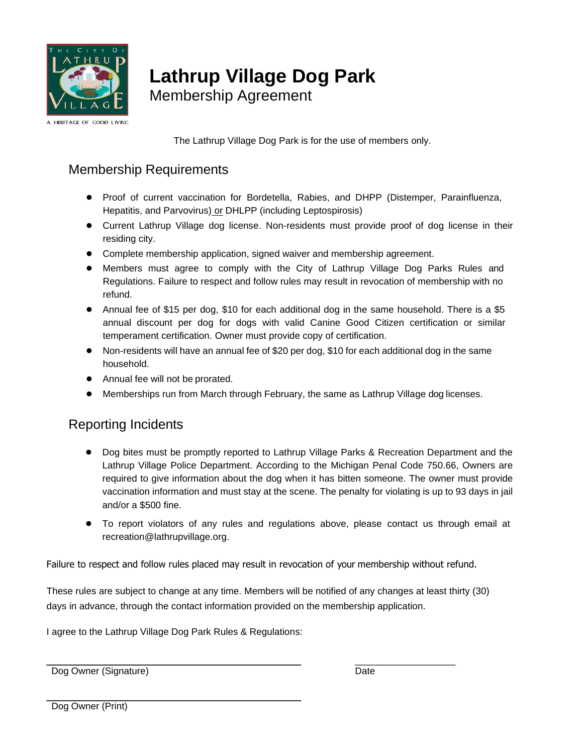# Lathrup Village Dog Park

Membership Agreement

The Lathrup Village Dog Park is for the use of members only.

## Membership Requirements

- Proof of current vaccination for Bordetella, Rabies, and DHPP (Distemper, Parainfluenza, Hepatitis, and Parvovirus) or DHLPP (including Leptospirosis)
- Current Lathrup Village dog license. Non-residents must provide proof of dog license in their residing city.
- Complete membership application, signed waiver and membership agreement.
- Members must agree to comply with the City of Lathrup Village Dog Parks Rules and Regulations. Failure to respect and follow rules may result in revocation of membership with no refund.
- Annual fee of $15 per dog, $10 for each additional dog in the same household. There is a $5 annual discount per dog for dogs with valid Canine Good Citizen certification or similar temperament certification. Owner must provide copy of certification.
- Non-residents will have an annual fee of $20 per dog, $10 for each additional dog in the same household.
- Annual fee will not be prorated.
- Memberships run from March through February, the same as Lathrup Village dog licenses.

## Reporting Incidents

- Dog bites must be promptly reported to Lathrup Village Parks & Recreation Department and the Lathrup Village Police Department. According to the Michigan Penal Code 750.66, Owners are required to give information about the dog when it has bitten someone. The owner must provide vaccination information and must stay at the scene. The penalty for violating is up to 93 days in jail and/or a $500 fine.
- To report violators of any rules and regulations above, please contact us through email at recreation@lathrupvillage.org.

Failure to respect and follow rules placed may result in revocation of your membership without refund.

These rules are subject to change at any time. Members will be notified of any changes at least thirty (30) days in advance, through the contact information provided on the membership application.

I agree to the Lathrup Village Dog Park Rules & Regulations:

_______________________________________ &nbsp;&nbsp;&nbsp;&nbsp; ____________________

Dog Owner (Signature) &nbsp;&nbsp;&nbsp;&nbsp; Date

_______________________________________

Dog Owner (Print)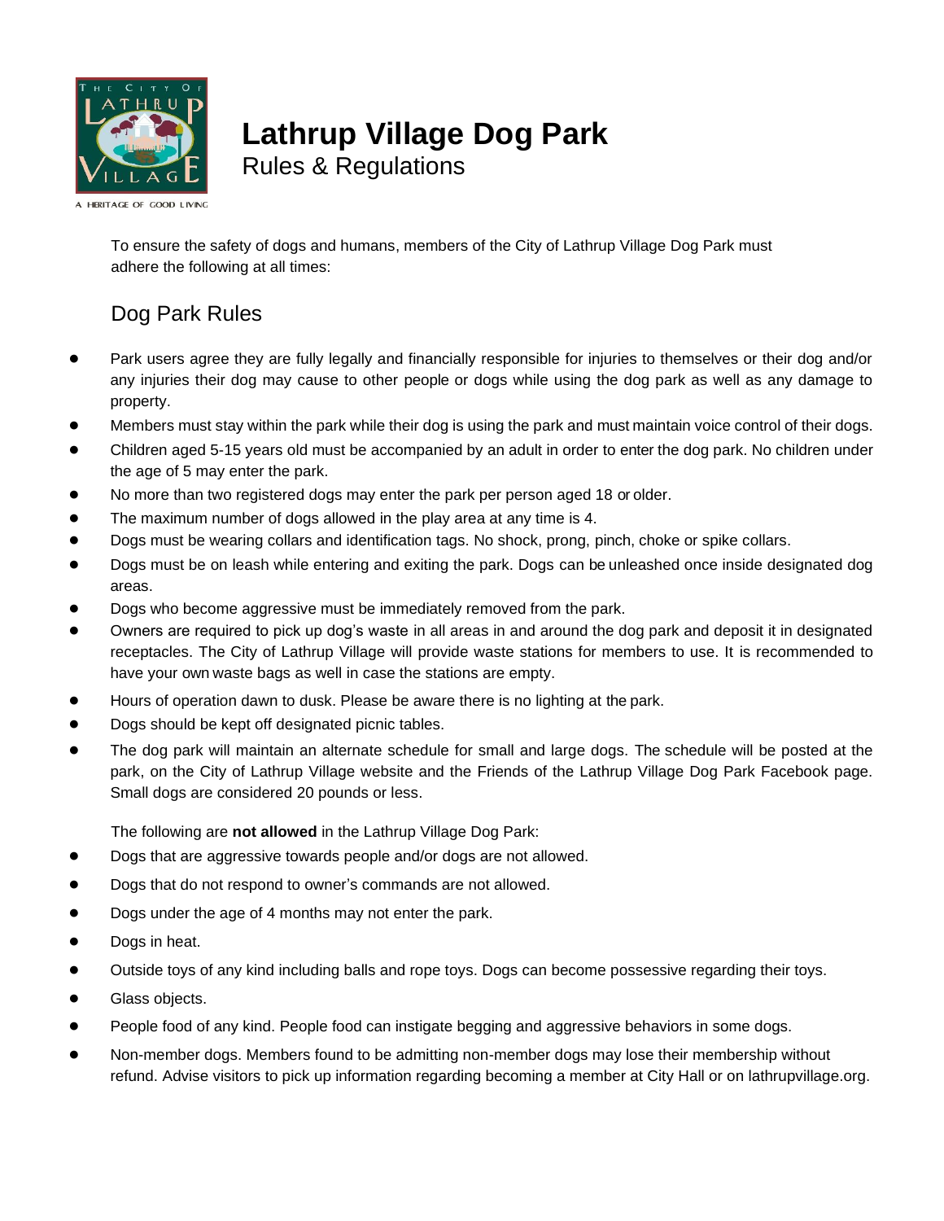# Lathrup Village Dog Park

Rules & Regulations

To ensure the safety of dogs and humans, members of the City of Lathrup Village Dog Park must adhere the following at all times:

## Dog Park Rules

- Park users agree they are fully legally and financially responsible for injuries to themselves or their dog and/or any injuries their dog may cause to other people or dogs while using the dog park as well as any damage to property.
- Members must stay within the park while their dog is using the park and must maintain voice control of their dogs.
- Children aged 5-15 years old must be accompanied by an adult in order to enter the dog park. No children under the age of 5 may enter the park.
- No more than two registered dogs may enter the park per person aged 18 or older.
- The maximum number of dogs allowed in the play area at any time is 4.
- Dogs must be wearing collars and identification tags. No shock, prong, pinch, choke or spike collars.
- Dogs must be on leash while entering and exiting the park. Dogs can be unleashed once inside designated dog areas.
- Dogs who become aggressive must be immediately removed from the park.
- Owners are required to pick up dog's waste in all areas in and around the dog park and deposit it in designated receptacles. The City of Lathrup Village will provide waste stations for members to use. It is recommended to have your own waste bags as well in case the stations are empty.
- Hours of operation dawn to dusk. Please be aware there is no lighting at the park.
- Dogs should be kept off designated picnic tables.
- The dog park will maintain an alternate schedule for small and large dogs. The schedule will be posted at the park, on the City of Lathrup Village website and the Friends of the Lathrup Village Dog Park Facebook page. Small dogs are considered 20 pounds or less.

The following are **not allowed** in the Lathrup Village Dog Park:

- Dogs that are aggressive towards people and/or dogs are not allowed.
- Dogs that do not respond to owner's commands are not allowed.
- Dogs under the age of 4 months may not enter the park.
- Dogs in heat.
- Outside toys of any kind including balls and rope toys. Dogs can become possessive regarding their toys.
- Glass objects.
- People food of any kind. People food can instigate begging and aggressive behaviors in some dogs.
- Non-member dogs. Members found to be admitting non-member dogs may lose their membership without refund. Advise visitors to pick up information regarding becoming a member at City Hall or on lathrupvillage.org.